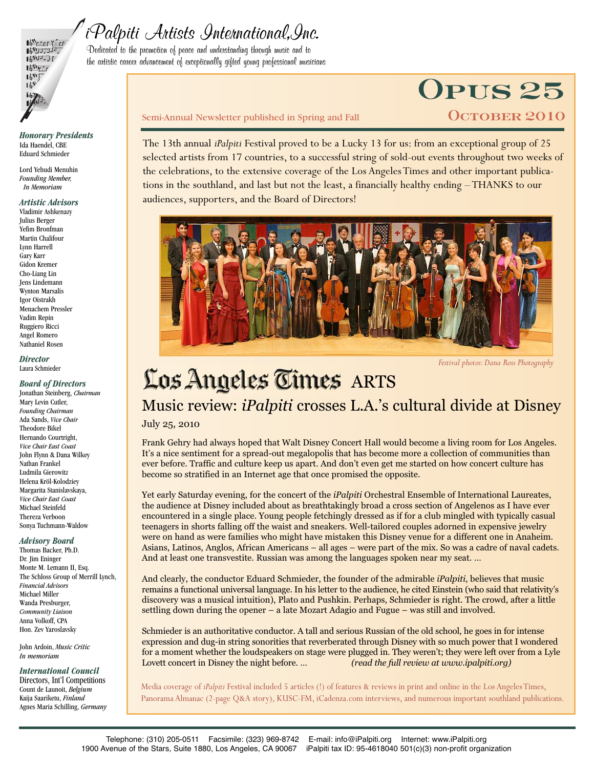# iPalpiti Artists International, Inc.

Dedicated to the promotion of peace and understanding through music and to the artistic career advancement of exceptionally gifted young professional musicians

## Opus 25

Semi-Annual Newsletter published in Spring and Fall

**October 2010**

The 13th annual *iPalpiti* Festival proved to be a Lucky 13 for us: from an exceptional group of 25 selected artists from 17 countries, to a successful string of sold-out events throughout two weeks of the celebrations, to the extensive coverage of the Los Angeles Times and other important publications in the southland, and last but not the least, a financially healthy ending – THANKS to our audiences, supporters, and the Board of Directors!

*Festival photos: Dana Ross Photography*

## Los Angeles Times ARTS

### Music review: *iPalpiti* crosses L.A.'s cultural divide at Disney

July 25, 2010

Frank Gehry had always hoped that Walt Disney Concert Hall would become a living room for Los Angeles. It's a nice sentiment for a spread-out megalopolis that has become more a collection of communities than ever before. Traffic and culture keep us apart. And don't even get me started on how concert culture has become so stratified in an Internet age that once promised the opposite.

Yet early Saturday evening, for the concert of the *iPalpiti* Orchestral Ensemble of International Laureates, the audience at Disney included about as breathtakingly broad a cross section of Angelenos as I have ever encountered in a single place. Young people fetchingly dressed as if for a club mingled with typically casual teenagers in shorts falling off the waist and sneakers. Well-tailored couples adorned in expensive jewelry were on hand as were families who might have mistaken this Disney venue for a different one in Anaheim. Asians, Latinos, Anglos, African Americans – all ages – were part of the mix. So was a cadre of naval cadets. And at least one transvestite. Russian was among the languages spoken near my seat. ...

And clearly, the conductor Eduard Schmieder, the founder of the admirable *iPalpiti*, believes that music remains a functional universal language. In his letter to the audience, he cited Einstein (who said that relativity's discovery was a musical intuition), Plato and Pushkin. Perhaps, Schmieder is right. The crowd, after a little settling down during the opener – a late Mozart Adagio and Fugue – was still and involved.

Schmieder is an authoritative conductor. A tall and serious Russian of the old school, he goes in for intense expression and dug-in string sonorities that reverberated through Disney with so much power that I wondered for a moment whether the loudspeakers on stage were plugged in. They weren't; they were left over from a Lyle Lovett concert in Disney the night before. ... *(read the full review at www.ipalpiti.org)*

Media coverage of *iPalpiti* Festival included 5 articles (!) of features & reviews in print and online in the Los Angeles Times, Panorama Almanac (2-page Q&A story), KUSC-FM, iCadenza.com interviews, and numerous important southland publications.

---

***Honorary Presidents***
Ida Haendel, CBE
Eduard Schmieder

Lord Yehudi Menuhin
*Founding Member, In Memoriam*

***Artistic Advisors***
Vladimir Ashkenazy
Julius Berger
Yefim Bronfman
Martin Chalifour
Lynn Harrell
Gary Karr
Gidon Kremer
Cho-Liang Lin
Jens Lindemann
Wynton Marsalis
Igor Oistrakh
Menachem Pressler
Vadim Repin
Ruggiero Ricci
Angel Romero
Nathaniel Rosen

***Director***
Laura Schmieder

***Board of Directors***
Jonathan Steinberg, *Chairman*
Mary Levin Cutler, *Founding Chairman*
Ada Sands, *Vice Chair*
Theodore Bikel
Hernando Courtright, *Vice Chair East Coast*
John Flynn & Dana Wilkey
Nathan Frankel
Ludmila Gierowitz
Helena Kröl-Kolodziey
Margarita Stanislavskaya, *Vice Chair East Coast*
Michael Steinfeld
Thereza Verboon
Sonya Tuchmann-Waldow

***Advisory Board***
Thomas Backer, Ph.D.
Dr. Jim Eninger
Monte M. Lemann II, Esq.
The Schloss Group of Merrill Lynch, *Financial Advisors*
Michael Miller
Wanda Presburger, *Community Liaison*
Anna Volkoff, CPA
Hon. Zev Yaroslavsky

John Ardoin, *Music Critic In memoriam*

***International Council***
Directors, Int'l Competitions
Count de Launoit, *Belgium*
Kaija Saariketu, *Finland*
Agnes Maria Schilling, *Germany*

---

Telephone: (310) 205-0511 Facsimile: (323) 969-8742 E-mail: info@iPalpiti.org Internet: www.iPalpiti.org
1900 Avenue of the Stars, Suite 1880, Los Angeles, CA 90067 iPalpiti tax ID: 95-4618040 501(c)(3) non-profit organization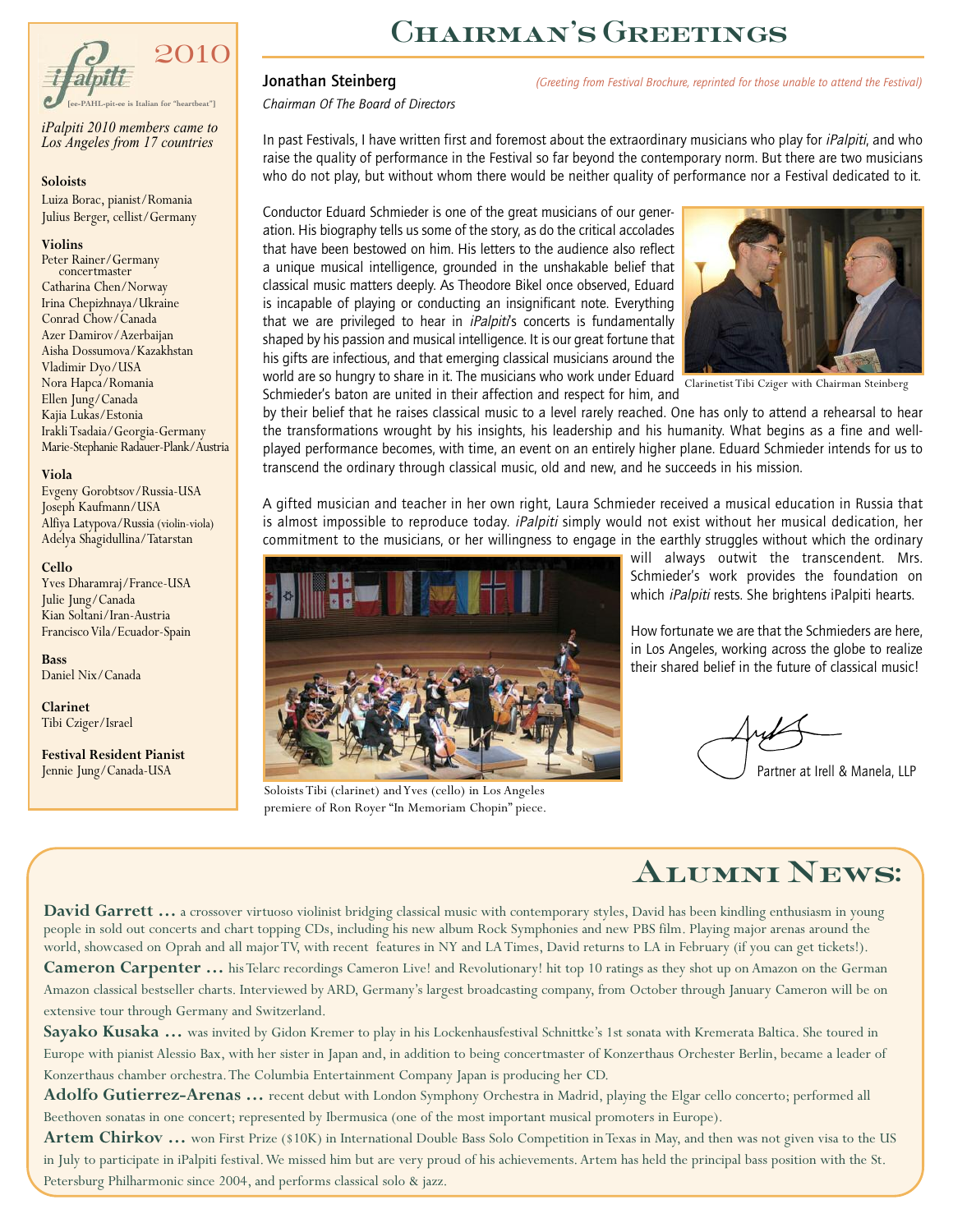# Chairman's Greetings

**Jonathan Steinberg**
*Chairman Of The Board of Directors*

*(Greeting from Festival Brochure, reprinted for those unable to attend the Festival)*

In past Festivals, I have written first and foremost about the extraordinary musicians who play for *iPalpiti*, and who raise the quality of performance in the Festival so far beyond the contemporary norm. But there are two musicians who do not play, but without whom there would be neither quality of performance nor a Festival dedicated to it.

Conductor Eduard Schmieder is one of the great musicians of our generation. His biography tells us some of the story, as do the critical accolades that have been bestowed on him. His letters to the audience also reflect a unique musical intelligence, grounded in the unshakable belief that classical music matters deeply. As Theodore Bikel once observed, Eduard is incapable of playing or conducting an insignificant note. Everything that we are privileged to hear in *iPalpiti*'s concerts is fundamentally shaped by his passion and musical intelligence. It is our great fortune that his gifts are infectious, and that emerging classical musicians around the world are so hungry to share in it. The musicians who work under Eduard Schmieder's baton are united in their affection and respect for him, and by their belief that he raises classical music to a level rarely reached. One has only to attend a rehearsal to hear the transformations wrought by his insights, his leadership and his humanity. What begins as a fine and well-played performance becomes, with time, an event on an entirely higher plane. Eduard Schmieder intends for us to transcend the ordinary through classical music, old and new, and he succeeds in his mission.

Clarinetist Tibi Cziger with Chairman Steinberg

A gifted musician and teacher in her own right, Laura Schmieder received a musical education in Russia that is almost impossible to reproduce today. *iPalpiti* simply would not exist without her musical dedication, her commitment to the musicians, or her willingness to engage in the earthly struggles without which the ordinary will always outwit the transcendent. Mrs. Schmieder's work provides the foundation on which *iPalpiti* rests. She brightens iPalpiti hearts.

How fortunate we are that the Schmieders are here, in Los Angeles, working across the globe to realize their shared belief in the future of classical music!

Soloists Tibi (clarinet) and Yves (cello) in Los Angeles premiere of Ron Royer "In Memoriam Chopin" piece.

Partner at Irell & Manela, LLP

---

**iPalpiti 2010**
[ee-PAHL-pit-ee is Italian for "heartbeat"]

*iPalpiti 2010 members came to Los Angeles from 17 countries*

**Soloists**
Luiza Borac, pianist/Romania
Julius Berger, cellist/Germany

**Violins**
Peter Rainer/Germany concertmaster
Catharina Chen/Norway
Irina Chepizhnaya/Ukraine
Conrad Chow/Canada
Azer Damirov/Azerbaijan
Aisha Dossumova/Kazakhstan
Vladimir Dyo/USA
Nora Hapca/Romania
Ellen Jung/Canada
Kajia Lukas/Estonia
Irakli Tsadaia/Georgia-Germany
Marie-Stephanie Radauer-Plank/Austria

**Viola**
Evgeny Gorobtsov/Russia-USA
Joseph Kaufmann/USA
Alfiya Latypova/Russia (violin-viola)
Adelya Shagidullina/Tatarstan

**Cello**
Yves Dharamraj/France-USA
Julie Jung/Canada
Kian Soltani/Iran-Austria
Francisco Vila/Ecuador-Spain

**Bass**
Daniel Nix/Canada

**Clarinet**
Tibi Cziger/Israel

**Festival Resident Pianist**
Jennie Jung/Canada-USA

---

# Alumni News:

**David Garrett …** a crossover virtuoso violinist bridging classical music with contemporary styles, David has been kindling enthusiasm in young people in sold out concerts and chart topping CDs, including his new album Rock Symphonies and new PBS film. Playing major arenas around the world, showcased on Oprah and all major TV, with recent features in NY and LA Times, David returns to LA in February (if you can get tickets!).

**Cameron Carpenter …** his Telarc recordings Cameron Live! and Revolutionary! hit top 10 ratings as they shot up on Amazon on the German Amazon classical bestseller charts. Interviewed by ARD, Germany's largest broadcasting company, from October through January Cameron will be on extensive tour through Germany and Switzerland.

**Sayako Kusaka …** was invited by Gidon Kremer to play in his Lockenhausfestival Schnittke's 1st sonata with Kremerata Baltica. She toured in Europe with pianist Alessio Bax, with her sister in Japan and, in addition to being concertmaster of Konzerthaus Orchester Berlin, became a leader of Konzerthaus chamber orchestra. The Columbia Entertainment Company Japan is producing her CD.

**Adolfo Gutierrez-Arenas …** recent debut with London Symphony Orchestra in Madrid, playing the Elgar cello concerto; performed all Beethoven sonatas in one concert; represented by Ibermusica (one of the most important musical promoters in Europe).

**Artem Chirkov …** won First Prize ($10K) in International Double Bass Solo Competition in Texas in May, and then was not given visa to the US in July to participate in iPalpiti festival. We missed him but are very proud of his achievements. Artem has held the principal bass position with the St. Petersburg Philharmonic since 2004, and performs classical solo & jazz.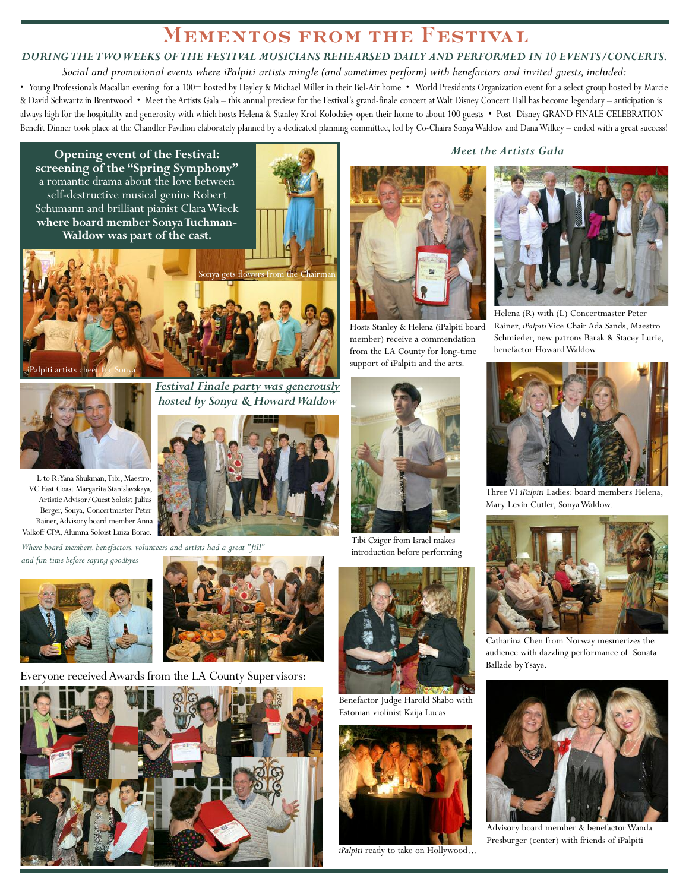# Mementos from the Festival

***During the two weeks of the Festival musicians rehearsed daily and performed in 10 events/concerts.***

*Social and promotional events where iPalpiti artists mingle (and sometimes perform) with benefactors and invited guests, included:*

• Young Professionals Macallan evening for a 100+ hosted by Hayley & Michael Miller in their Bel-Air home • World Presidents Organization event for a select group hosted by Marcie & David Schwartz in Brentwood • Meet the Artists Gala – this annual preview for the Festival's grand-finale concert at Walt Disney Concert Hall has become legendary – anticipation is always high for the hospitality and generosity with which hosts Helena & Stanley Krol-Kolodziey open their home to about 100 guests • Post- Disney GRAND FINALE CELEBRATION Benefit Dinner took place at the Chandler Pavilion elaborately planned by a dedicated planning committee, led by Co-Chairs Sonya Waldow and Dana Wilkey – ended with a great success!

**Opening event of the Festival: screening of the "Spring Symphony"** a romantic drama about the love between self-destructive musical genius Robert Schumann and brilliant pianist Clara Wieck **where board member Sonya Tuchman-Waldow was part of the cast.**

Sonya gets flowers from the Chairman

iPalpiti artists cheer for Sonya

## Festival Finale party was generously hosted by Sonya & Howard Waldow

L to R: Yana Shukman, Tibi, Maestro, VC East Coast Margarita Stanislavskaya, Artistic Advisor/Guest Soloist Julius Berger, Sonya, Concertmaster Peter Rainer, Advisory board member Anna Volkoff CPA, Alumna Soloist Luiza Borac.

*Where board members, benefactors, volunteers and artists had a great "fill" and fun time before saying goodbyes*

Everyone received Awards from the LA County Supervisors:

## Meet the Artists Gala

Hosts Stanley & Helena (iPalpiti board member) receive a commendation from the LA County for long-time support of iPalpiti and the arts.

Helena (R) with (L) Concertmaster Peter Rainer, *iPalpiti* Vice Chair Ada Sands, Maestro Schmieder, new patrons Barak & Stacey Lurie, benefactor Howard Waldow

Tibi Cziger from Israel makes introduction before performing

Three VI *iPalpiti* Ladies: board members Helena, Mary Levin Cutler, Sonya Waldow.

Benefactor Judge Harold Shabo with Estonian violinist Kaija Lucas

Catharina Chen from Norway mesmerizes the audience with dazzling performance of Sonata Ballade by Ysaye.

*iPalpiti* ready to take on Hollywood…

Advisory board member & benefactor Wanda Presburger (center) with friends of iPalpiti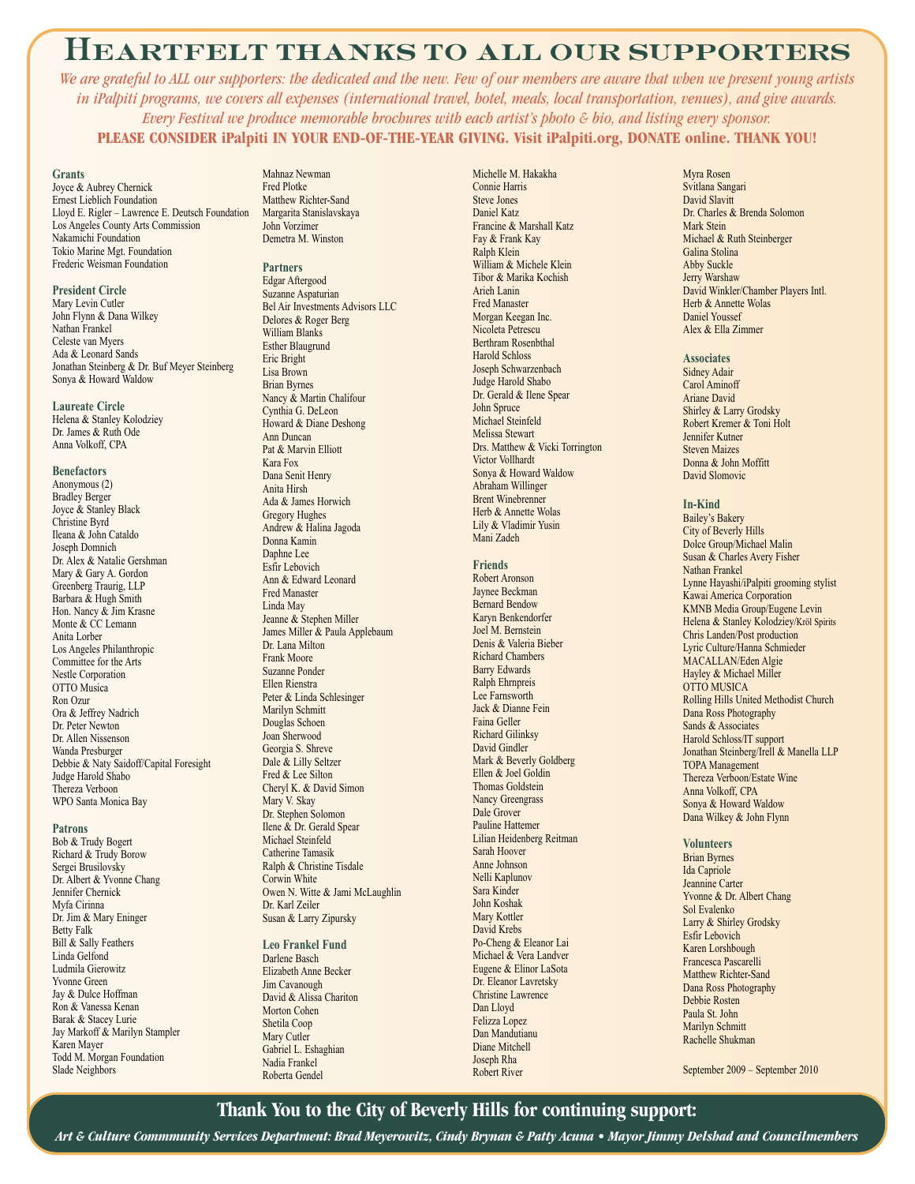# Heartfelt thanks to all our supporters

*We are grateful to ALL our supporters: the dedicated and the new. Few of our members are aware that when we present young artists in iPalpiti programs, we covers all expenses (international travel, hotel, meals, local transportation, venues), and give awards. Every Festival we produce memorable brochures with each artist's photo & bio, and listing every sponsor.*

**PLEASE CONSIDER iPalpiti IN YOUR END-OF-THE-YEAR GIVING. Visit iPalpiti.org, DONATE online. THANK YOU!**

### Grants
Joyce & Aubrey Chernick
Ernest Lieblich Foundation
Lloyd E. Rigler – Lawrence E. Deutsch Foundation
Los Angeles County Arts Commission
Nakamichi Foundation
Tokio Marine Mgt. Foundation
Frederic Weisman Foundation

### President Circle
Mary Levin Cutler
John Flynn & Dana Wilkey
Nathan Frankel
Celeste van Myers
Ada & Leonard Sands
Jonathan Steinberg & Dr. Buf Meyer Steinberg
Sonya & Howard Waldow

### Laureate Circle
Helena & Stanley Kolodziey
Dr. James & Ruth Ode
Anna Volkoff, CPA

### Benefactors
Anonymous (2)
Bradley Berger
Joyce & Stanley Black
Christine Byrd
Ileana & John Cataldo
Joseph Domnich
Dr. Alex & Natalie Gershman
Mary & Gary A. Gordon
Greenberg Traurig, LLP
Barbara & Hugh Smith
Hon. Nancy & Jim Krasne
Monte & CC Lemann
Anita Lorber
Los Angeles Philanthropic Committee for the Arts
Nestle Corporation
OTTO Musica
Ron Ozur
Ora & Jeffrey Nadrich
Dr. Peter Newton
Dr. Allen Nissenson
Wanda Presburger
Debbie & Naty Saidoff/Capital Foresight
Judge Harold Shabo
Thereza Verboon
WPO Santa Monica Bay

### Patrons
Bob & Trudy Bogert
Richard & Trudy Borow
Sergei Brusilovsky
Dr. Albert & Yvonne Chang
Jennifer Chernick
Myfa Cirinna
Dr. Jim & Mary Eninger
Betty Falk
Bill & Sally Feathers
Linda Gelfond
Ludmila Gierowitz
Yvonne Green
Jay & Dulce Hoffman
Ron & Vanessa Kenan
Barak & Stacey Lurie
Jay Markoff & Marilyn Stampler
Karen Mayer
Todd M. Morgan Foundation
Slade Neighbors
Mahnaz Newman
Fred Plotke
Matthew Richter-Sand
Margarita Stanislavskaya
John Vorzimer
Demetra M. Winston

### Partners
Edgar Aftergood
Suzanne Asphaturian
Bel Air Investments Advisors LLC
Delores & Roger Berg
William Blanks
Esther Blaugrund
Eric Bright
Lisa Brown
Brian Byrnes
Nancy & Martin Chalifour
Cynthia G. DeLeon
Howard & Diane Deshong
Ann Duncan
Pat & Marvin Elliott
Kara Fox
Dana Senit Henry
Anita Hirsh
Ada & James Horwich
Gregory Hughes
Andrew & Halina Jagoda
Donna Kamin
Daphne Lee
Esfir Lebovich
Ann & Edward Leonard
Fred Manaster
Linda May
Jeanne & Stephen Miller
James Miller & Paula Applebaum
Dr. Lana Milton
Frank Moore
Suzanne Ponder
Ellen Rienstra
Peter & Linda Schlesinger
Marilyn Schmitt
Douglas Schoen
Joan Sherwood
Georgia S. Shreve
Dale & Lilly Seltzer
Fred & Lee Silton
Cheryl K. & David Simon
Mary V. Skay
Dr. Stephen Solomon
Ilene & Dr. Gerald Spear
Michael Steinfeld
Catherine Tamasik
Ralph & Christine Tisdale
Corwin White
Owen N. Witte & Jami McLaughlin
Dr. Karl Zeiler
Susan & Larry Zipursky

### Leo Frankel Fund
Darlene Basch
Elizabeth Anne Becker
Jim Cavanough
David & Alissa Chariton
Morton Cohen
Shetila Coop
Mary Cutler
Gabriel L. Eshaghian
Nadia Frankel
Roberta Gendel
Michelle M. Hakakha
Connie Harris
Steve Jones
Daniel Katz
Francine & Marshall Katz
Fay & Frank Kay
Ralph Klein
William & Michele Klein
Tibor & Marika Kochish
Arieh Lanin
Fred Manaster
Morgan Keegan Inc.
Nicoleta Petrescu
Berthram Rosenbthal
Harold Schloss
Joseph Schwarzenbach
Judge Harold Shabo
Dr. Gerald & Ilene Spear
John Spruce
Michael Steinfeld
Melissa Stewart
Drs. Matthew & Vicki Torrington
Victor Vollhardt
Sonya & Howard Waldow
Abraham Willinger
Brent Winebrenner
Herb & Annette Wolas
Lily & Vladimir Yusin
Mani Zadeh

### Friends
Robert Aronson
Jaynee Beckman
Bernard Bendow
Karyn Benkendorfer
Joel M. Bernstein
Denis & Valeria Bieber
Richard Chambers
Barry Edwards
Ralph Ehrnpreis
Lee Farnsworth
Jack & Dianne Fein
Faina Geller
Richard Gilinksy
David Gindler
Mark & Beverly Goldberg
Ellen & Joel Goldin
Thomas Goldstein
Nancy Greengrass
Dale Grover
Pauline Hattemer
Lilian Heidenberg Reitman
Sarah Hoover
Anne Johnson
Nelli Kaplunov
Sara Kinder
John Koshak
Mary Kottler
David Krebs
Po-Cheng & Eleanor Lai
Michael & Vera Landver
Eugene & Elinor LaSota
Dr. Eleanor Lavretsky
Christine Lawrence
Dan Lloyd
Felizza Lopez
Dan Mandutianu
Diane Mitchell
Joseph Rha
Robert River
Myra Rosen
Svitlana Sangari
David Slavitt
Dr. Charles & Brenda Solomon
Mark Stein
Michael & Ruth Steinberger
Galina Stolina
Abby Suckle
Jerry Warshaw
David Winkler/Chamber Players Intl.
Herb & Annette Wolas
Daniel Youssef
Alex & Ella Zimmer

### Associates
Sidney Adair
Carol Aminoff
Ariane David
Shirley & Larry Grodsky
Robert Kremer & Toni Holt
Jennifer Kutner
Steven Maizes
Donna & John Moffitt
David Slomovic

### In-Kind
Bailey's Bakery
City of Beverly Hills
Dolce Group/Michael Malin
Susan & Charles Avery Fisher
Nathan Frankel
Lynne Hayashi/iPalpiti grooming stylist
Kawai America Corporation
KMNB Media Group/Eugene Levin
Helena & Stanley Kolodziey/Kröl Spirits
Chris Landen/Post production
Lyric Culture/Hanna Schmieder
MACALLAN/Eden Algie
Hayley & Michael Miller
OTTO MUSICA
Rolling Hills United Methodist Church
Dana Ross Photography
Sands & Associates
Harold Schloss/IT support
Jonathan Steinberg/Irell & Manella LLP
TOPA Management
Thereza Verboon/Estate Wine
Anna Volkoff, CPA
Sonya & Howard Waldow
Dana Wilkey & John Flynn

### Volunteers
Brian Byrnes
Ida Capriole
Jeannine Carter
Yvonne & Dr. Albert Chang
Sol Evalenko
Larry & Shirley Grodsky
Esfir Lebovich
Karen Lorshbough
Francesca Pascarelli
Matthew Richter-Sand
Dana Ross Photography
Debbie Rosten
Paula St. John
Marilyn Schmitt
Rachelle Shukman

September 2009 – September 2010

## Thank You to the City of Beverly Hills for continuing support:

*Art & Culture Commmunity Services Department: Brad Meyerowitz, Cindy Brynan & Patty Acuna • Mayor Jimmy Delshad and Councilmembers*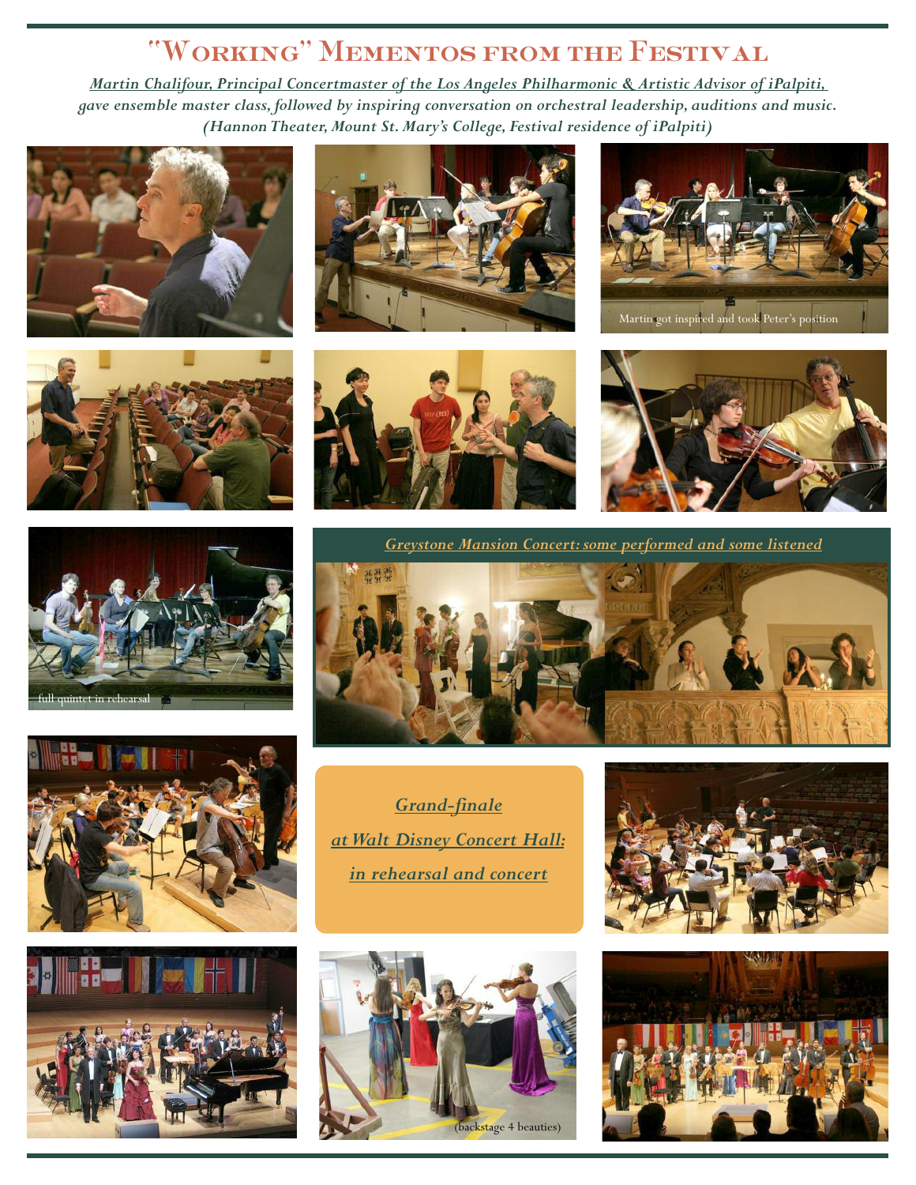# "Working" Mementos from the Festival

***Martin Chalifour, Principal Concertmaster of the Los Angeles Philharmonic & Artistic Advisor of iPalpiti,*** ***gave ensemble master class, followed by inspiring conversation on orchestral leadership, auditions and music. (Hannon Theater, Mount St. Mary's College, Festival residence of iPalpiti)***

Martin got inspired and took Peter's position

full quintet in rehearsal

***Greystone Mansion Concert: some performed and some listened***

***Grand-finale at Walt Disney Concert Hall: in rehearsal and concert***

(backstage 4 beauties)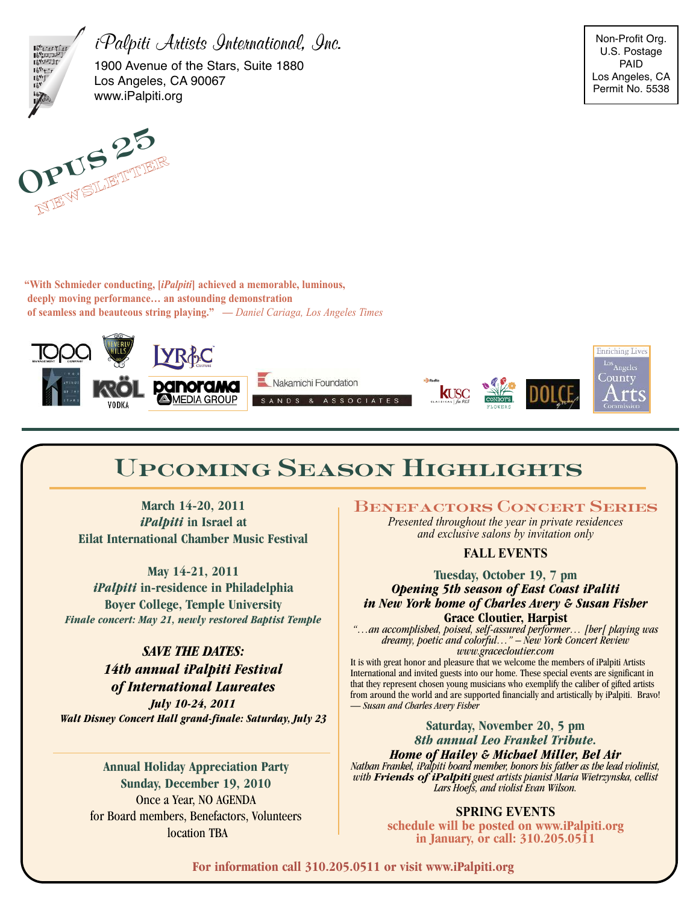iPalpiti Artists International, Inc.
1900 Avenue of the Stars, Suite 1880
Los Angeles, CA 90067
www.iPalpiti.org

Non-Profit Org.
U.S. Postage
PAID
Los Angeles, CA
Permit No. 5538

OPUS 25
NEWSLETTER

**"With Schmieder conducting, [*iPalpiti*] achieved a memorable, luminous, deeply moving performance… an astounding demonstration of seamless and beauteous string playing."** *— Daniel Cariaga, Los Angeles Times*

TOPA MANAGEMENT COMPANY · BEVERLY HILLS · LYRIC CULTURE · 1900 AVENUE OF THE STARS · KRÖL VODKA · panorama MEDIA GROUP · Nakamichi Foundation · SANDS & ASSOCIATES · Radio KUSC CLASSICAL fm 91.5 · CONROY'S FLOWERS · DOLCE group · Enriching Lives Los Angeles County Arts Commission

# Upcoming Season Highlights

**March 14-20, 2011**
***iPalpiti* in Israel at**
**Eilat International Chamber Music Festival**

**May 14-21, 2011**
***iPalpiti* in-residence in Philadelphia**
**Boyer College, Temple University**
***Finale concert: May 21, newly restored Baptist Temple***

***SAVE THE DATES:***
***14th annual iPalpiti Festival of International Laureates***
***July 10-24, 2011***
***Walt Disney Concert Hall grand-finale: Saturday, July 23***

**Annual Holiday Appreciation Party**
**Sunday, December 19, 2010**
Once a Year, NO AGENDA
for Board members, Benefactors, Volunteers
location TBA

## Benefactors Concert Series

*Presented throughout the year in private residences and exclusive salons by invitation only*

**FALL EVENTS**

**Tuesday, October 19, 7 pm**
***Opening 5th season of East Coast iPaliti in New York home of Charles Avery & Susan Fisher***
**Grace Cloutier, Harpist**
*"…an accomplished, poised, self-assured performer… [her[ playing was dreamy, poetic and colorful…" – New York Concert Review*
*www.gracecloutier.com*

It is with great honor and pleasure that we welcome the members of iPalpiti Artists International and invited guests into our home. These special events are significant in that they represent chosen young musicians who exemplify the caliber of gifted artists from around the world and are supported financially and artistically by iPalpiti. Bravo!
*— Susan and Charles Avery Fisher*

**Saturday, November 20, 5 pm**
***8th annual Leo Frankel Tribute.***
***Home of Hailey & Michael Miller, Bel Air***
*Nathan Frankel, iPalpiti board member, honors his father as the lead violinist, with* ***Friends of iPalpiti*** *guest artists pianist Maria Wietrzynska, cellist Lars Hoefs, and violist Evan Wilson.*

**SPRING EVENTS**
**schedule will be posted on www.iPalpiti.org in January, or call: 310.205.0511**

**For information call 310.205.0511 or visit www.iPalpiti.org**